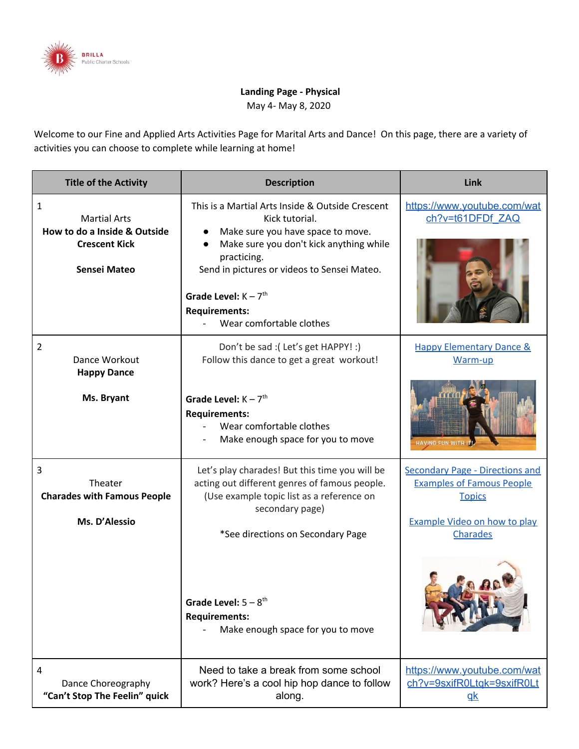**Landing Page - Physical**

May 4- May 8, 2020

Welcome to our Fine and Applied Arts Activities Page for Marital Arts and Dance! On this page, there are a variety of activities you can choose to complete while learning at home!

| Title of the Activity | Description | Link |
|---|---|---|
| 1<br>Martial Arts<br>**How to do a Inside & Outside Crescent Kick**<br><br>**Sensei Mateo** | This is a Martial Arts Inside & Outside Crescent Kick tutorial.<br>● Make sure you have space to move.<br>● Make sure you don't kick anything while practicing.<br>Send in pictures or videos to Sensei Mateo.<br><br>**Grade Level:** K – 7th<br>**Requirements:**<br>- Wear comfortable clothes | https://www.youtube.com/watch?v=t61DFDf_ZAQ |
| 2<br>Dance Workout<br>**Happy Dance**<br><br>**Ms. Bryant** | Don't be sad :( Let's get HAPPY! :)<br>Follow this dance to get a great workout!<br><br>**Grade Level:** K – 7th<br>**Requirements:**<br>- Wear comfortable clothes<br>- Make enough space for you to move | Happy Elementary Dance & Warm-up |
| 3<br>Theater<br>**Charades with Famous People**<br><br>**Ms. D'Alessio** | Let's play charades! But this time you will be acting out different genres of famous people. (Use example topic list as a reference on secondary page)<br><br>*See directions on Secondary Page<br><br>**Grade Level:** 5 – 8th<br>**Requirements:**<br>- Make enough space for you to move | Secondary Page - Directions and Examples of Famous People Topics<br><br>Example Video on how to play Charades |
| 4<br>Dance Choreography<br>**"Can't Stop The Feelin" quick** | Need to take a break from some school work? Here's a cool hip hop dance to follow along. | https://www.youtube.com/watch?v=9sxifR0Ltqk=9sxifR0Ltqk |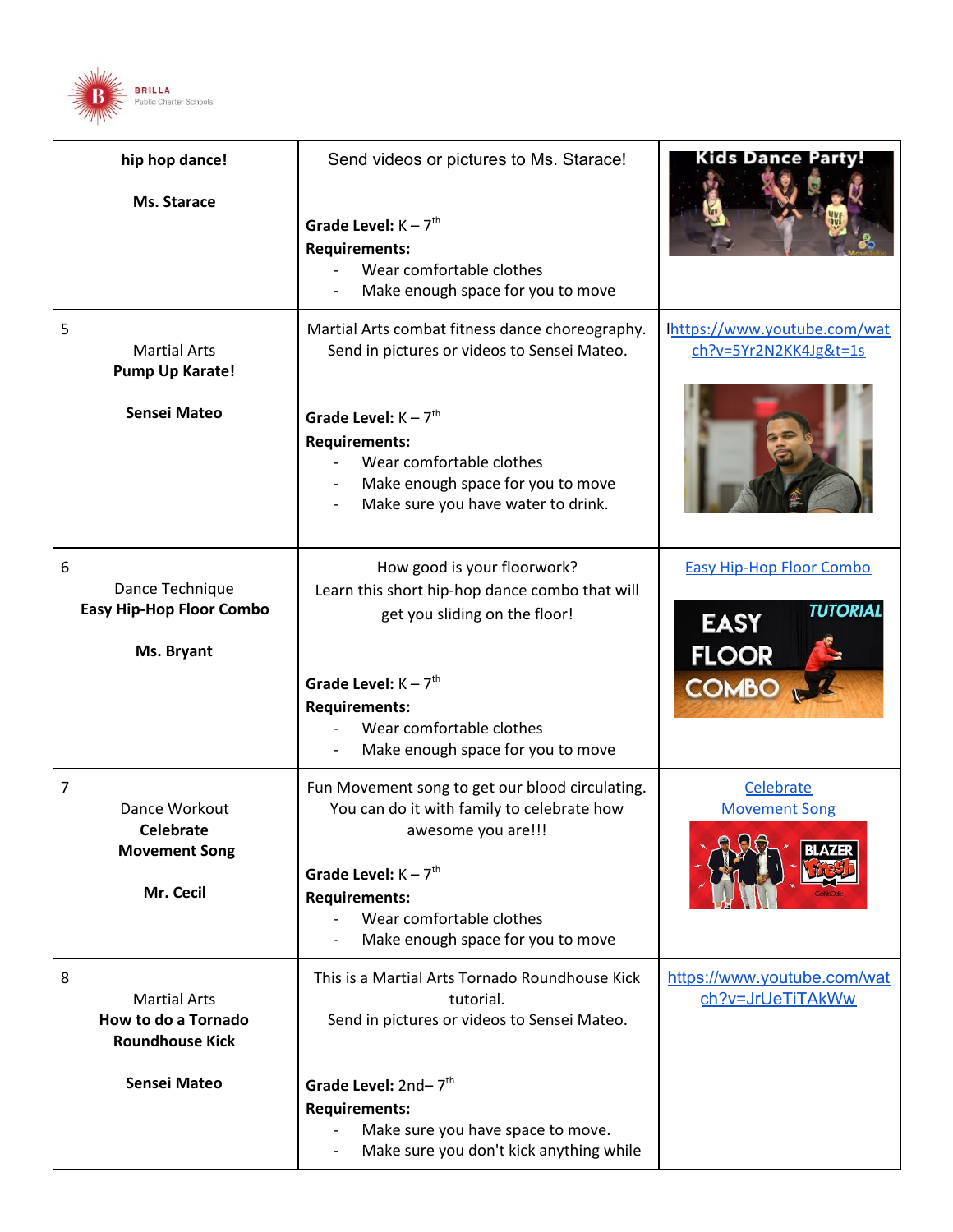| hip hop dance!<br><br>**Ms. Starace** | Send videos or pictures to Ms. Starace!<br><br>**Grade Level:** K – 7th<br>**Requirements:**<br>- Wear comfortable clothes<br>- Make enough space for you to move | Kids Dance Party! |
|---|---|---|
| 5<br>Martial Arts<br>**Pump Up Karate!**<br><br>**Sensei Mateo** | Martial Arts combat fitness dance choreography. Send in pictures or videos to Sensei Mateo.<br><br>**Grade Level:** K – 7th<br>**Requirements:**<br>- Wear comfortable clothes<br>- Make enough space for you to move<br>- Make sure you have water to drink. | lhttps://www.youtube.com/watch?v=5Yr2N2KK4Jg&t=1s |
| 6<br>Dance Technique<br>**Easy Hip-Hop Floor Combo**<br><br>**Ms. Bryant** | How good is your floorwork? Learn this short hip-hop dance combo that will get you sliding on the floor!<br><br>**Grade Level:** K – 7th<br>**Requirements:**<br>- Wear comfortable clothes<br>- Make enough space for you to move | Easy Hip-Hop Floor Combo |
| 7<br>Dance Workout<br>**Celebrate Movement Song**<br><br>**Mr. Cecil** | Fun Movement song to get our blood circulating. You can do it with family to celebrate how awesome you are!!!<br><br>**Grade Level:** K – 7th<br>**Requirements:**<br>- Wear comfortable clothes<br>- Make enough space for you to move | Celebrate Movement Song |
| 8<br>Martial Arts<br>**How to do a Tornado Roundhouse Kick**<br><br>**Sensei Mateo** | This is a Martial Arts Tornado Roundhouse Kick tutorial.<br>Send in pictures or videos to Sensei Mateo.<br><br>**Grade Level:** 2nd– 7th<br>**Requirements:**<br>- Make sure you have space to move.<br>- Make sure you don't kick anything while | https://www.youtube.com/watch?v=JrUeTiTAkWw |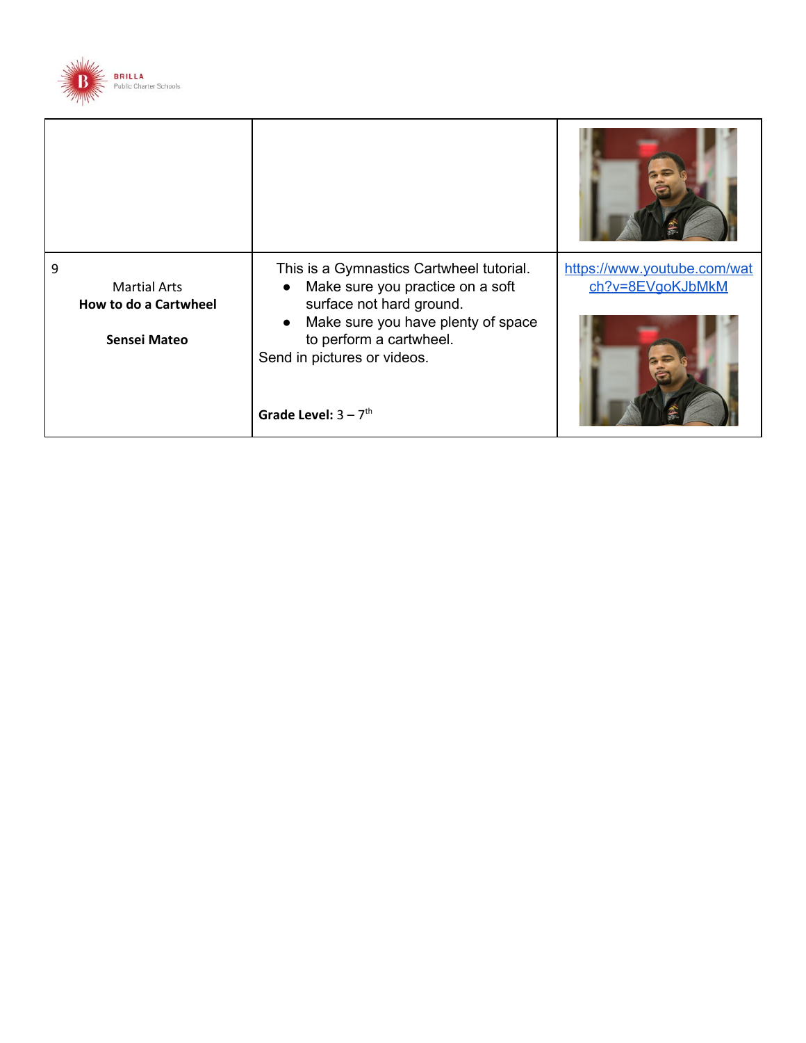| | | |
|---|---|---|
| | | |
| 9<br>Martial Arts<br>**How to do a Cartwheel**<br><br>**Sensei Mateo** | This is a Gymnastics Cartwheel tutorial.<br>● Make sure you practice on a soft surface not hard ground.<br>● Make sure you have plenty of space to perform a cartwheel.<br>Send in pictures or videos.<br><br>**Grade Level:** 3 – 7th | https://www.youtube.com/watch?v=8EVgoKJbMkM |